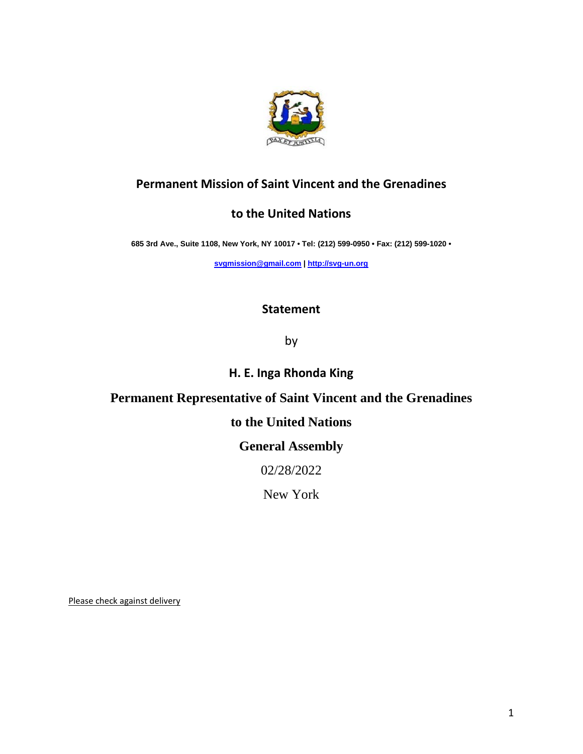**Permanent Mission of Saint Vincent and the Grenadines**

**to the United Nations**

**685 3rd Ave., Suite 1108, New York, NY 10017 • Tel: (212) 599-0950 • Fax: (212) 599-1020 •**

**svgmission@gmail.com | http://svg-un.org**

**Statement**

by

**H. E. Inga Rhonda King**

**Permanent Representative of Saint Vincent and the Grenadines**

**to the United Nations**

**General Assembly**

02/28/2022

New York

Please check against delivery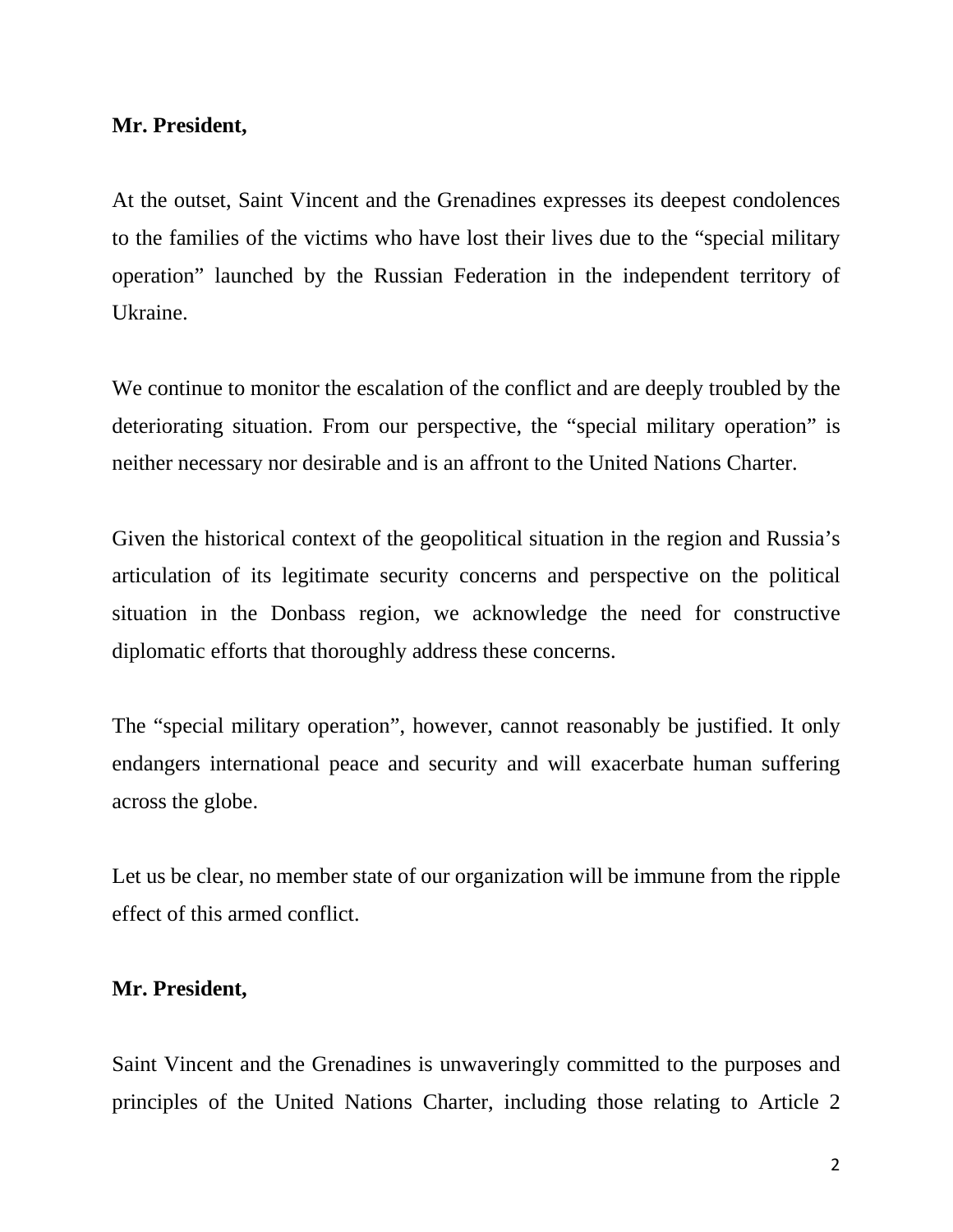**Mr. President,**

At the outset, Saint Vincent and the Grenadines expresses its deepest condolences to the families of the victims who have lost their lives due to the “special military operation” launched by the Russian Federation in the independent territory of Ukraine.

We continue to monitor the escalation of the conflict and are deeply troubled by the deteriorating situation. From our perspective, the “special military operation” is neither necessary nor desirable and is an affront to the United Nations Charter.

Given the historical context of the geopolitical situation in the region and Russia’s articulation of its legitimate security concerns and perspective on the political situation in the Donbass region, we acknowledge the need for constructive diplomatic efforts that thoroughly address these concerns.

The “special military operation”, however, cannot reasonably be justified. It only endangers international peace and security and will exacerbate human suffering across the globe.

Let us be clear, no member state of our organization will be immune from the ripple effect of this armed conflict.

**Mr. President,**

Saint Vincent and the Grenadines is unwaveringly committed to the purposes and principles of the United Nations Charter, including those relating to Article 2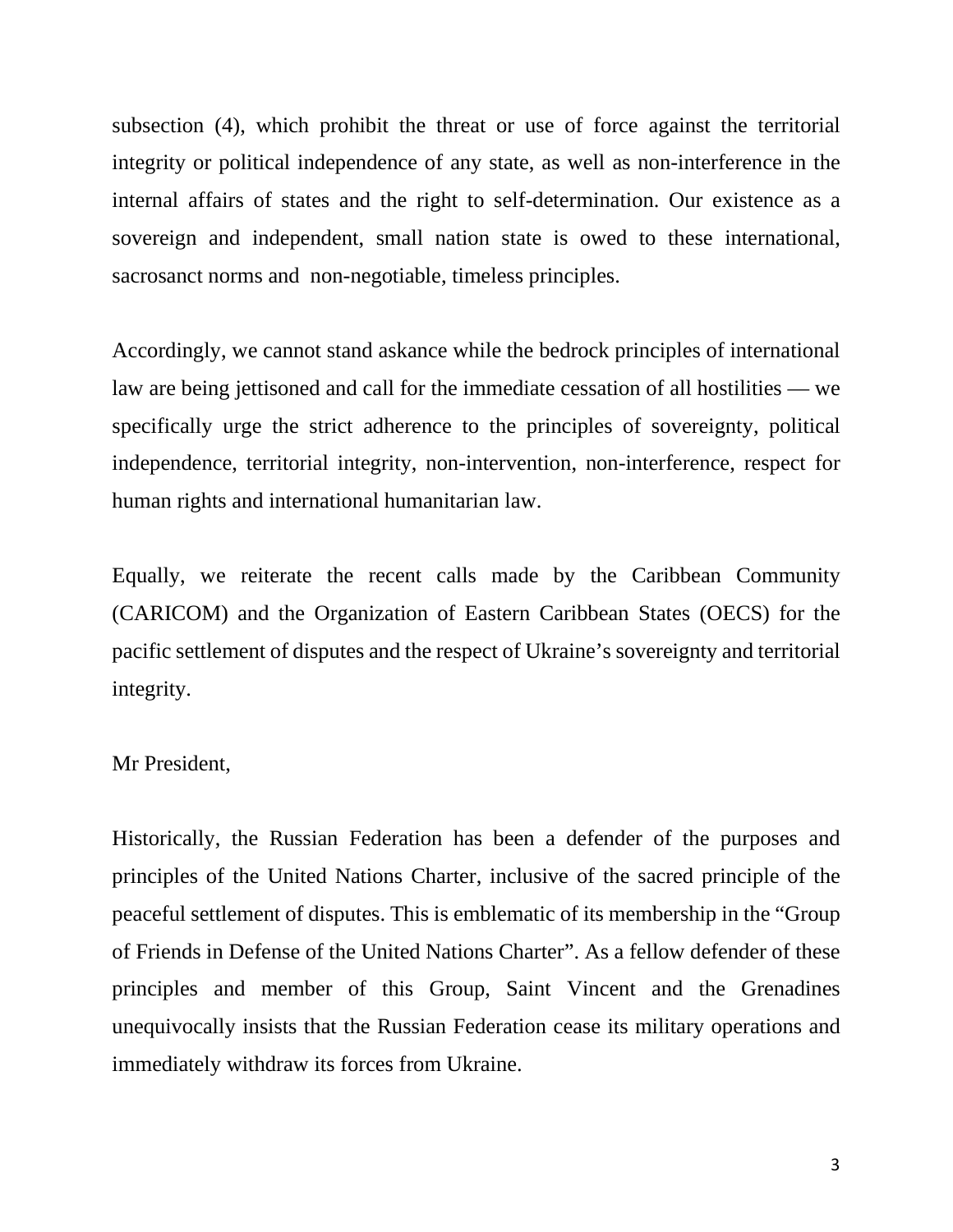subsection (4), which prohibit the threat or use of force against the territorial integrity or political independence of any state, as well as non-interference in the internal affairs of states and the right to self-determination. Our existence as a sovereign and independent, small nation state is owed to these international, sacrosanct norms and non-negotiable, timeless principles.

Accordingly, we cannot stand askance while the bedrock principles of international law are being jettisoned and call for the immediate cessation of all hostilities — we specifically urge the strict adherence to the principles of sovereignty, political independence, territorial integrity, non-intervention, non-interference, respect for human rights and international humanitarian law.

Equally, we reiterate the recent calls made by the Caribbean Community (CARICOM) and the Organization of Eastern Caribbean States (OECS) for the pacific settlement of disputes and the respect of Ukraine's sovereignty and territorial integrity.

Mr President,

Historically, the Russian Federation has been a defender of the purposes and principles of the United Nations Charter, inclusive of the sacred principle of the peaceful settlement of disputes. This is emblematic of its membership in the "Group of Friends in Defense of the United Nations Charter". As a fellow defender of these principles and member of this Group, Saint Vincent and the Grenadines unequivocally insists that the Russian Federation cease its military operations and immediately withdraw its forces from Ukraine.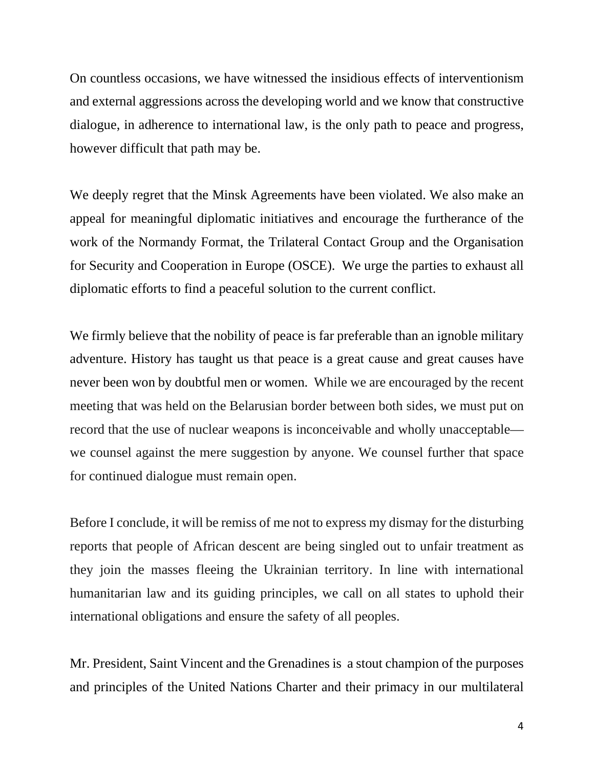On countless occasions, we have witnessed the insidious effects of interventionism and external aggressions across the developing world and we know that constructive dialogue, in adherence to international law, is the only path to peace and progress, however difficult that path may be.

We deeply regret that the Minsk Agreements have been violated. We also make an appeal for meaningful diplomatic initiatives and encourage the furtherance of the work of the Normandy Format, the Trilateral Contact Group and the Organisation for Security and Cooperation in Europe (OSCE). We urge the parties to exhaust all diplomatic efforts to find a peaceful solution to the current conflict.

We firmly believe that the nobility of peace is far preferable than an ignoble military adventure. History has taught us that peace is a great cause and great causes have never been won by doubtful men or women. While we are encouraged by the recent meeting that was held on the Belarusian border between both sides, we must put on record that the use of nuclear weapons is inconceivable and wholly unacceptable—we counsel against the mere suggestion by anyone. We counsel further that space for continued dialogue must remain open.

Before I conclude, it will be remiss of me not to express my dismay for the disturbing reports that people of African descent are being singled out to unfair treatment as they join the masses fleeing the Ukrainian territory. In line with international humanitarian law and its guiding principles, we call on all states to uphold their international obligations and ensure the safety of all peoples.

Mr. President, Saint Vincent and the Grenadines is a stout champion of the purposes and principles of the United Nations Charter and their primacy in our multilateral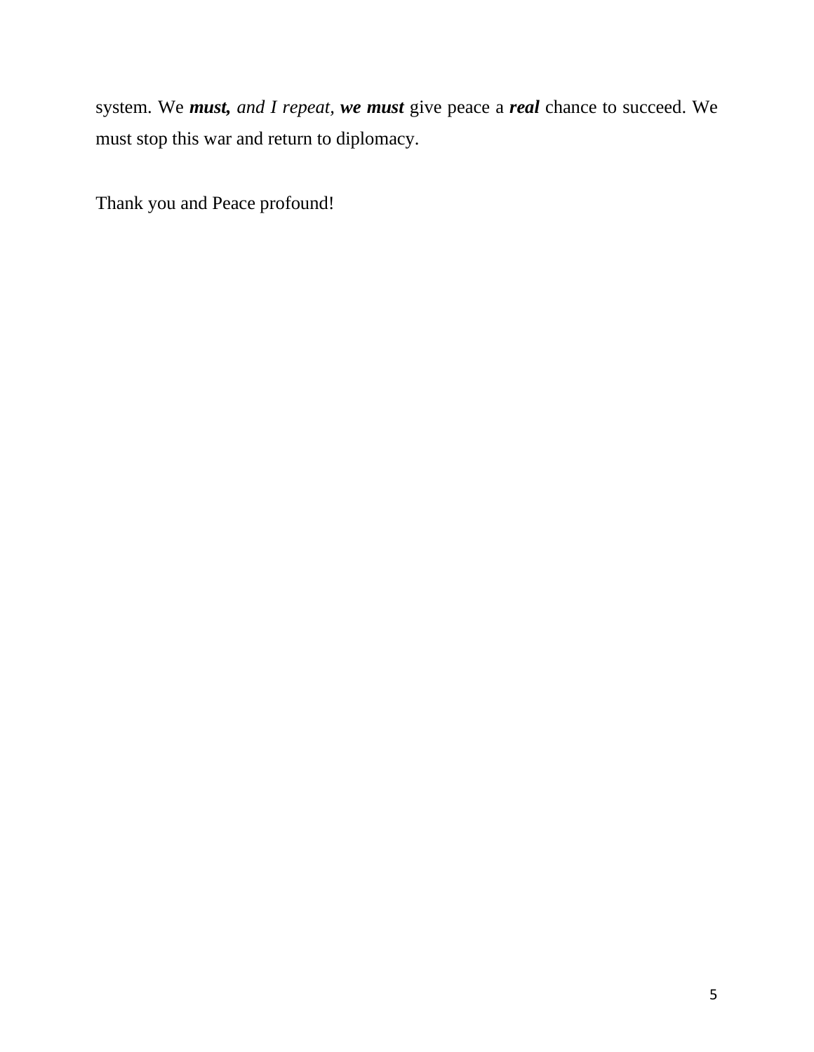system. We ***must,*** *and I repeat,* ***we must*** give peace a ***real*** chance to succeed. We must stop this war and return to diplomacy.

Thank you and Peace profound!